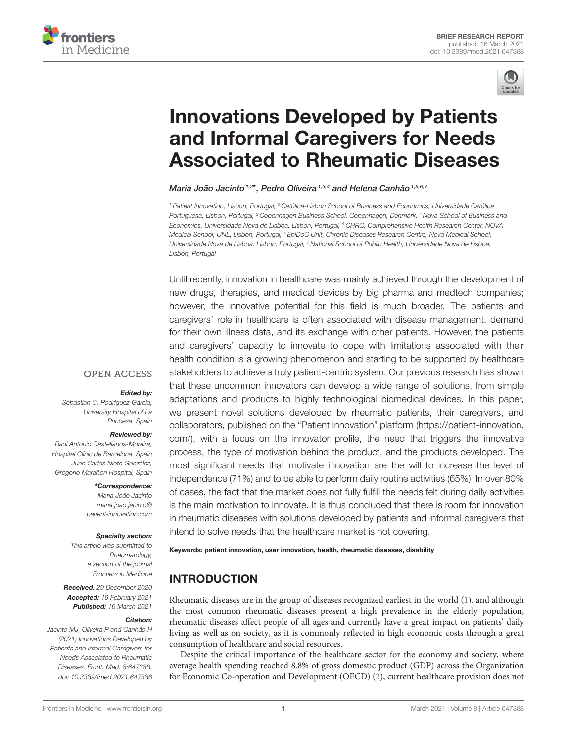BRIEF RESEARCH REPORT
published: 16 March 2021
doi: 10.3389/fmed.2021.647388

# Innovations Developed by Patients and Informal Caregivers for Needs Associated to Rheumatic Diseases

*Maria João Jacinto[1,2]\*, Pedro Oliveira[1,3,4] and Helena Canhão[1,5,6,7]*

[1] Patient Innovation, Lisbon, Portugal, [2] Católica-Lisbon School of Business and Economics, Universidade Católica Portuguesa, Lisbon, Portugal, [3] Copenhagen Business School, Copenhagen, Denmark, [4] Nova School of Business and Economics, Universidade Nova de Lisboa, Lisbon, Portugal, [5] CHRC, Comprehensive Health Research Center, NOVA Medical School, UNL, Lisbon, Portugal, [6] EpiDoC Unit, Chronic Diseases Research Centre, Nova Medical School, Universidade Nova de Lisboa, Lisbon, Portugal, [7] National School of Public Health, Universidade Nova de Lisboa, Lisbon, Portugal

Until recently, innovation in healthcare was mainly achieved through the development of new drugs, therapies, and medical devices by big pharma and medtech companies; however, the innovative potential for this field is much broader. The patients and caregivers' role in healthcare is often associated with disease management, demand for their own illness data, and its exchange with other patients. However, the patients and caregivers' capacity to innovate to cope with limitations associated with their health condition is a growing phenomenon and starting to be supported by healthcare stakeholders to achieve a truly patient-centric system. Our previous research has shown that these uncommon innovators can develop a wide range of solutions, from simple adaptations and products to highly technological biomedical devices. In this paper, we present novel solutions developed by rheumatic patients, their caregivers, and collaborators, published on the "Patient Innovation" platform (https://patient-innovation.com/), with a focus on the innovator profile, the need that triggers the innovative process, the type of motivation behind the product, and the products developed. The most significant needs that motivate innovation are the will to increase the level of independence (71%) and to be able to perform daily routine activities (65%). In over 80% of cases, the fact that the market does not fully fulfill the needs felt during daily activities is the main motivation to innovate. It is thus concluded that there is room for innovation in rheumatic diseases with solutions developed by patients and informal caregivers that intend to solve needs that the healthcare market is not covering.

**Keywords: patient innovation, user innovation, health, rheumatic diseases, disability**

OPEN ACCESS

***Edited by:***
*Sebastian C. Rodriguez-García, University Hospital of La Princesa, Spain*

***Reviewed by:***
*Raul Antonio Castellanos-Moreira, Hospital Clínic de Barcelona, Spain*
*Juan Carlos Nieto González, Gregorio Marañón Hospital, Spain*

***\*Correspondence:***
*Maria João Jacinto*
*maria.joao.jacinto@patient-innovation.com*

***Specialty section:***
*This article was submitted to Rheumatology, a section of the journal Frontiers in Medicine*

***Received:*** *29 December 2020*
***Accepted:*** *19 February 2021*
***Published:*** *16 March 2021*

***Citation:***
*Jacinto MJ, Oliveira P and Canhão H (2021) Innovations Developed by Patients and Informal Caregivers for Needs Associated to Rheumatic Diseases. Front. Med. 8:647388. doi: 10.3389/fmed.2021.647388*

## INTRODUCTION

Rheumatic diseases are in the group of diseases recognized earliest in the world (1), and although the most common rheumatic diseases present a high prevalence in the elderly population, rheumatic diseases affect people of all ages and currently have a great impact on patients' daily living as well as on society, as it is commonly reflected in high economic costs through a great consumption of healthcare and social resources.

Despite the critical importance of the healthcare sector for the economy and society, where average health spending reached 8.8% of gross domestic product (GDP) across the Organization for Economic Co-operation and Development (OECD) (2), current healthcare provision does not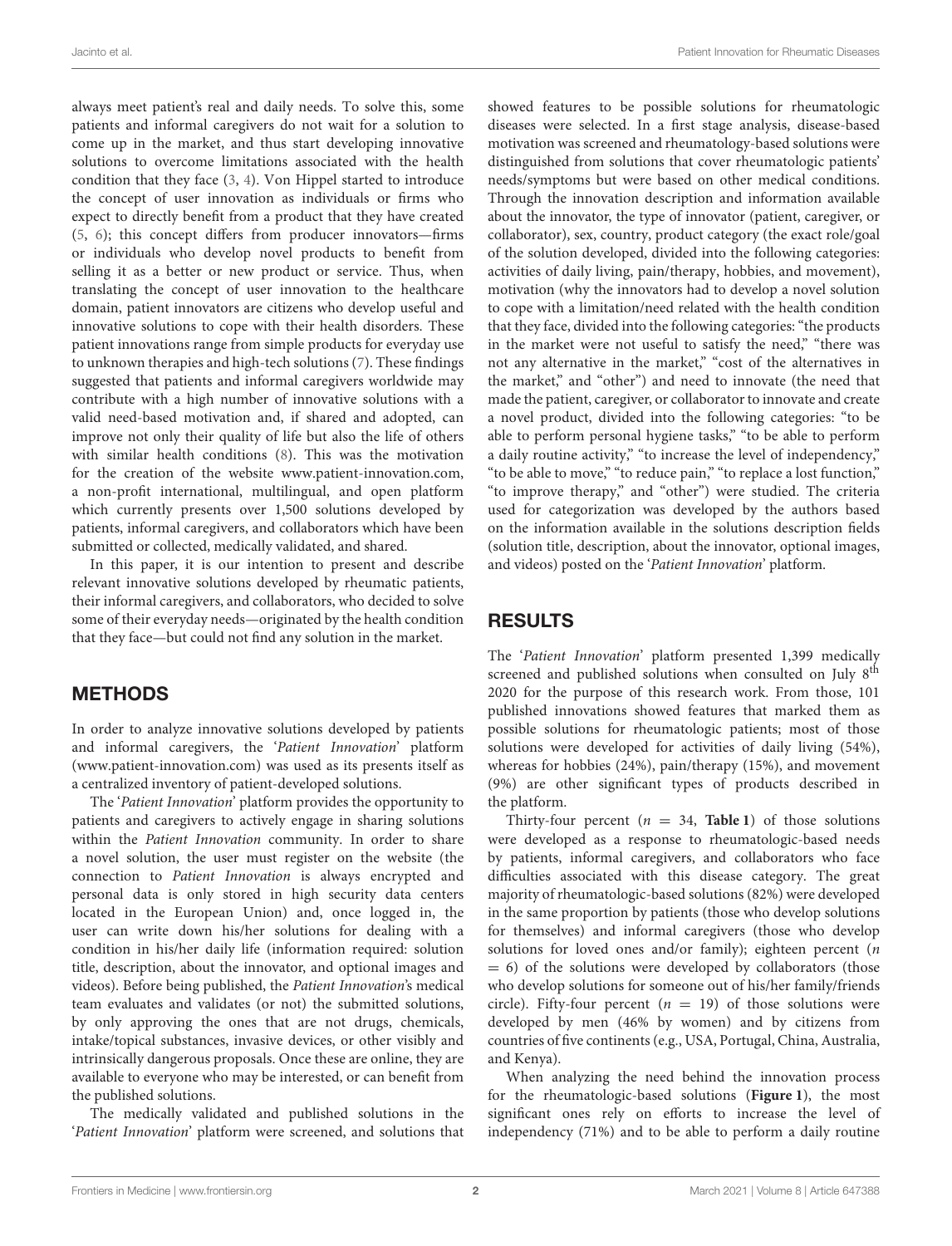always meet patient's real and daily needs. To solve this, some patients and informal caregivers do not wait for a solution to come up in the market, and thus start developing innovative solutions to overcome limitations associated with the health condition that they face (3, 4). Von Hippel started to introduce the concept of user innovation as individuals or firms who expect to directly benefit from a product that they have created (5, 6); this concept differs from producer innovators—firms or individuals who develop novel products to benefit from selling it as a better or new product or service. Thus, when translating the concept of user innovation to the healthcare domain, patient innovators are citizens who develop useful and innovative solutions to cope with their health disorders. These patient innovations range from simple products for everyday use to unknown therapies and high-tech solutions (7). These findings suggested that patients and informal caregivers worldwide may contribute with a high number of innovative solutions with a valid need-based motivation and, if shared and adopted, can improve not only their quality of life but also the life of others with similar health conditions (8). This was the motivation for the creation of the website www.patient-innovation.com, a non-profit international, multilingual, and open platform which currently presents over 1,500 solutions developed by patients, informal caregivers, and collaborators which have been submitted or collected, medically validated, and shared.

In this paper, it is our intention to present and describe relevant innovative solutions developed by rheumatic patients, their informal caregivers, and collaborators, who decided to solve some of their everyday needs—originated by the health condition that they face—but could not find any solution in the market.

## METHODS

In order to analyze innovative solutions developed by patients and informal caregivers, the '*Patient Innovation*' platform (www.patient-innovation.com) was used as its presents itself as a centralized inventory of patient-developed solutions.

The '*Patient Innovation*' platform provides the opportunity to patients and caregivers to actively engage in sharing solutions within the *Patient Innovation* community. In order to share a novel solution, the user must register on the website (the connection to *Patient Innovation* is always encrypted and personal data is only stored in high security data centers located in the European Union) and, once logged in, the user can write down his/her solutions for dealing with a condition in his/her daily life (information required: solution title, description, about the innovator, and optional images and videos). Before being published, the *Patient Innovation*'s medical team evaluates and validates (or not) the submitted solutions, by only approving the ones that are not drugs, chemicals, intake/topical substances, invasive devices, or other visibly and intrinsically dangerous proposals. Once these are online, they are available to everyone who may be interested, or can benefit from the published solutions.

The medically validated and published solutions in the '*Patient Innovation*' platform were screened, and solutions that showed features to be possible solutions for rheumatologic diseases were selected. In a first stage analysis, disease-based motivation was screened and rheumatology-based solutions were distinguished from solutions that cover rheumatologic patients' needs/symptoms but were based on other medical conditions. Through the innovation description and information available about the innovator, the type of innovator (patient, caregiver, or collaborator), sex, country, product category (the exact role/goal of the solution developed, divided into the following categories: activities of daily living, pain/therapy, hobbies, and movement), motivation (why the innovators had to develop a novel solution to cope with a limitation/need related with the health condition that they face, divided into the following categories: "the products in the market were not useful to satisfy the need," "there was not any alternative in the market," "cost of the alternatives in the market," and "other") and need to innovate (the need that made the patient, caregiver, or collaborator to innovate and create a novel product, divided into the following categories: "to be able to perform personal hygiene tasks," "to be able to perform a daily routine activity," "to increase the level of independency," "to be able to move," "to reduce pain," "to replace a lost function," "to improve therapy," and "other") were studied. The criteria used for categorization was developed by the authors based on the information available in the solutions description fields (solution title, description, about the innovator, optional images, and videos) posted on the '*Patient Innovation*' platform.

## RESULTS

The '*Patient Innovation*' platform presented 1,399 medically screened and published solutions when consulted on July 8th 2020 for the purpose of this research work. From those, 101 published innovations showed features that marked them as possible solutions for rheumatologic patients; most of those solutions were developed for activities of daily living (54%), whereas for hobbies (24%), pain/therapy (15%), and movement (9%) are other significant types of products described in the platform.

Thirty-four percent ($n = 34$, **Table 1**) of those solutions were developed as a response to rheumatologic-based needs by patients, informal caregivers, and collaborators who face difficulties associated with this disease category. The great majority of rheumatologic-based solutions (82%) were developed in the same proportion by patients (those who develop solutions for themselves) and informal caregivers (those who develop solutions for loved ones and/or family); eighteen percent ($n = 6$) of the solutions were developed by collaborators (those who develop solutions for someone out of his/her family/friends circle). Fifty-four percent ($n = 19$) of those solutions were developed by men (46% by women) and by citizens from countries of five continents (e.g., USA, Portugal, China, Australia, and Kenya).

When analyzing the need behind the innovation process for the rheumatologic-based solutions (**Figure 1**), the most significant ones rely on efforts to increase the level of independency (71%) and to be able to perform a daily routine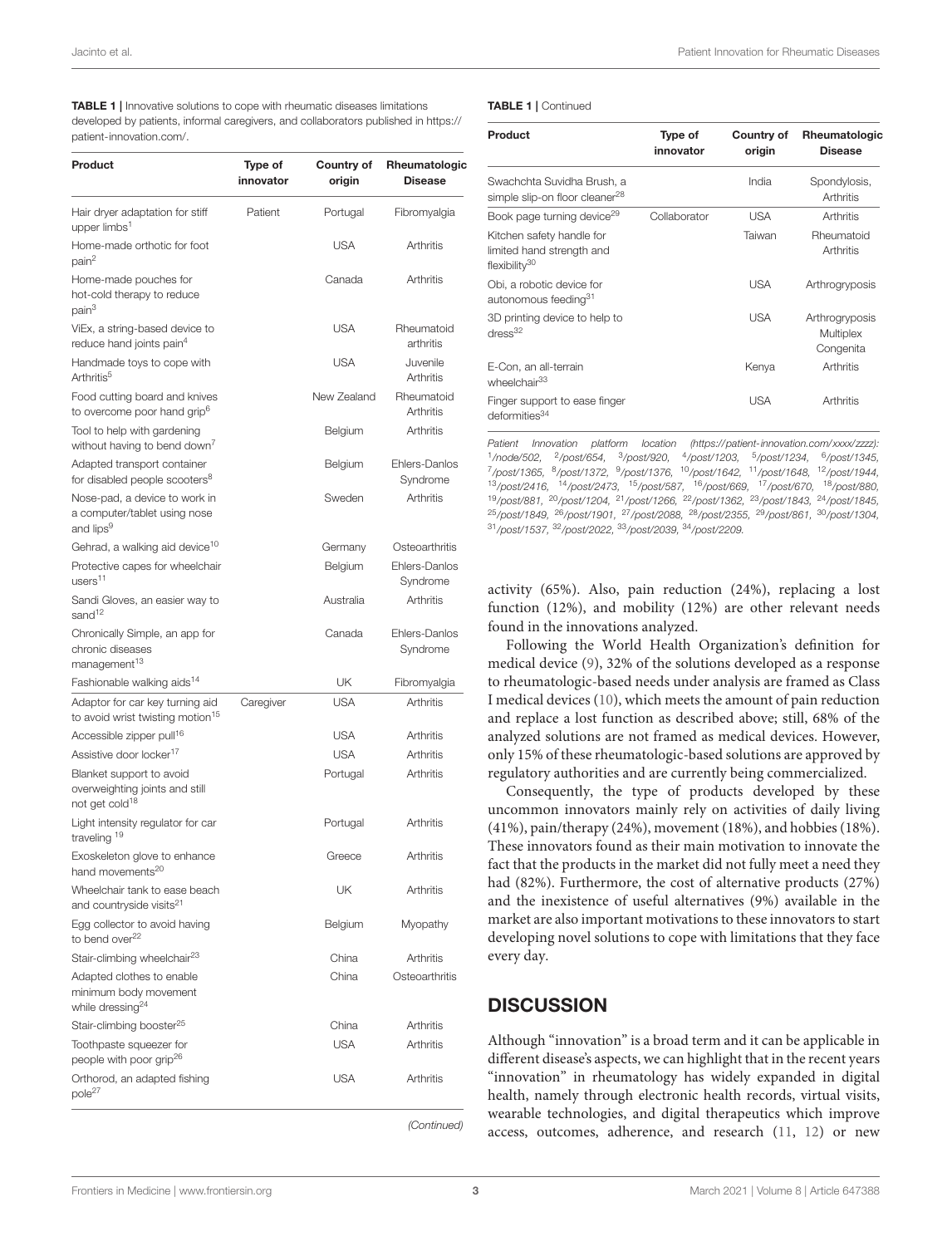**TABLE 1 |** Innovative solutions to cope with rheumatic diseases limitations developed by patients, informal caregivers, and collaborators published in https://patient-innovation.com/.

| Product | Type of innovator | Country of origin | Rheumatologic Disease |
|---|---|---|---|
| Hair dryer adaptation for stiff upper limbs[1] | Patient | Portugal | Fibromyalgia |
| Home-made orthotic for foot pain[2] | | USA | Arthritis |
| Home-made pouches for hot-cold therapy to reduce pain[3] | | Canada | Arthritis |
| ViEx, a string-based device to reduce hand joints pain[4] | | USA | Rheumatoid arthritis |
| Handmade toys to cope with Arthritis[5] | | USA | Juvenile Arthritis |
| Food cutting board and knives to overcome poor hand grip[6] | | New Zealand | Rheumatoid Arthritis |
| Tool to help with gardening without having to bend down[7] | | Belgium | Arthritis |
| Adapted transport container for disabled people scooters[8] | | Belgium | Ehlers-Danlos Syndrome |
| Nose-pad, a device to work in a computer/tablet using nose and lips[9] | | Sweden | Arthritis |
| Gehrad, a walking aid device[10] | | Germany | Osteoarthritis |
| Protective capes for wheelchair users[11] | | Belgium | Ehlers-Danlos Syndrome |
| Sandi Gloves, an easier way to sand[12] | | Australia | Arthritis |
| Chronically Simple, an app for chronic diseases management[13] | | Canada | Ehlers-Danlos Syndrome |
| Fashionable walking aids[14] | | UK | Fibromyalgia |
| Adaptor for car key turning aid to avoid wrist twisting motion[15] | Caregiver | USA | Arthritis |
| Accessible zipper pull[16] | | USA | Arthritis |
| Assistive door locker[17] | | USA | Arthritis |
| Blanket support to avoid overweighting joints and still not get cold[18] | | Portugal | Arthritis |
| Light intensity regulator for car traveling[19] | | Portugal | Arthritis |
| Exoskeleton glove to enhance hand movements[20] | | Greece | Arthritis |
| Wheelchair tank to ease beach and countryside visits[21] | | UK | Arthritis |
| Egg collector to avoid having to bend over[22] | | Belgium | Myopathy |
| Stair-climbing wheelchair[23] | | China | Arthritis |
| Adapted clothes to enable minimum body movement while dressing[24] | | China | Osteoarthritis |
| Stair-climbing booster[25] | | China | Arthritis |
| Toothpaste squeezer for people with poor grip[26] | | USA | Arthritis |
| Orthorod, an adapted fishing pole[27] | | USA | Arthritis |
| Swachchta Suvidha Brush, a simple slip-on floor cleaner[28] | | India | Spondylosis, Arthritis |
| Book page turning device[29] | Collaborator | USA | Arthritis |
| Kitchen safety handle for limited hand strength and flexibility[30] | | Taiwan | Rheumatoid Arthritis |
| Obi, a robotic device for autonomous feeding[31] | | USA | Arthrogryposis |
| 3D printing device to help to dress[32] | | USA | Arthrogryposis Multiplex Congenita |
| E-Con, an all-terrain wheelchair[33] | | Kenya | Arthritis |
| Finger support to ease finger deformities[34] | | USA | Arthritis |

*Patient Innovation platform location (https://patient-innovation.com/xxxx/zzzz):* [1]*/node/502,* [2]*/post/654,* [3]*/post/920,* [4]*/post/1203,* [5]*/post/1234,* [6]*/post/1345,* [7]*/post/1365,* [8]*/post/1372,* [9]*/post/1376,* [10]*/post/1642,* [11]*/post/1648,* [12]*/post/1944,* [13]*/post/2416,* [14]*/post/2473,* [15]*/post/587,* [16]*/post/669,* [17]*/post/670,* [18]*/post/880,* [19]*/post/881,* [20]*/post/1204,* [21]*/post/1266,* [22]*/post/1362,* [23]*/post/1843,* [24]*/post/1845,* [25]*/post/1849,* [26]*/post/1901,* [27]*/post/2088,* [28]*/post/2355,* [29]*/post/861,* [30]*/post/1304,* [31]*/post/1537,* [32]*/post/2022,* [33]*/post/2039,* [34]*/post/2209.*

activity (65%). Also, pain reduction (24%), replacing a lost function (12%), and mobility (12%) are other relevant needs found in the innovations analyzed.

Following the World Health Organization's definition for medical device (9), 32% of the solutions developed as a response to rheumatologic-based needs under analysis are framed as Class I medical devices (10), which meets the amount of pain reduction and replace a lost function as described above; still, 68% of the analyzed solutions are not framed as medical devices. However, only 15% of these rheumatologic-based solutions are approved by regulatory authorities and are currently being commercialized.

Consequently, the type of products developed by these uncommon innovators mainly rely on activities of daily living (41%), pain/therapy (24%), movement (18%), and hobbies (18%). These innovators found as their main motivation to innovate the fact that the products in the market did not fully meet a need they had (82%). Furthermore, the cost of alternative products (27%) and the inexistence of useful alternatives (9%) available in the market are also important motivations to these innovators to start developing novel solutions to cope with limitations that they face every day.

## DISCUSSION

Although "innovation" is a broad term and it can be applicable in different disease's aspects, we can highlight that in the recent years "innovation" in rheumatology has widely expanded in digital health, namely through electronic health records, virtual visits, wearable technologies, and digital therapeutics which improve access, outcomes, adherence, and research (11, 12) or new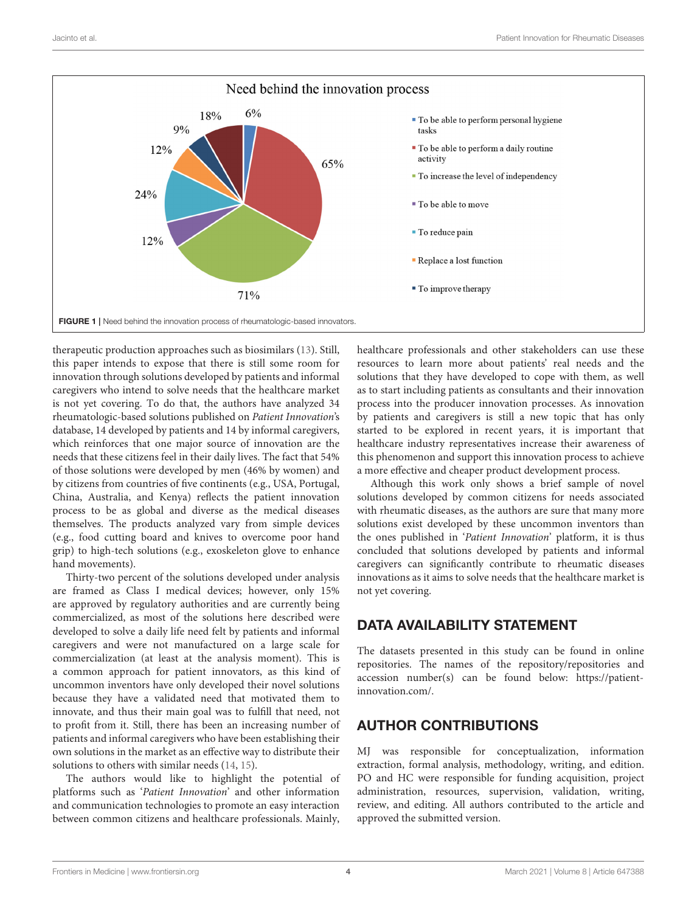Need behind the innovation process

- To be able to perform personal hygiene tasks
- To be able to perform a daily routine activity
- To increase the level of independency
- To be able to move
- To reduce pain
- Replace a lost function
- To improve therapy

6%, 65%, 71%, 12%, 24%, 12%, 9%, 18%

**FIGURE 1 |** Need behind the innovation process of rheumatologic-based innovators.

therapeutic production approaches such as biosimilars (13). Still, this paper intends to expose that there is still some room for innovation through solutions developed by patients and informal caregivers who intend to solve needs that the healthcare market is not yet covering. To do that, the authors have analyzed 34 rheumatologic-based solutions published on *Patient Innovation*'s database, 14 developed by patients and 14 by informal caregivers, which reinforces that one major source of innovation are the needs that these citizens feel in their daily lives. The fact that 54% of those solutions were developed by men (46% by women) and by citizens from countries of five continents (e.g., USA, Portugal, China, Australia, and Kenya) reflects the patient innovation process to be as global and diverse as the medical diseases themselves. The products analyzed vary from simple devices (e.g., food cutting board and knives to overcome poor hand grip) to high-tech solutions (e.g., exoskeleton glove to enhance hand movements).

Thirty-two percent of the solutions developed under analysis are framed as Class I medical devices; however, only 15% are approved by regulatory authorities and are currently being commercialized, as most of the solutions here described were developed to solve a daily life need felt by patients and informal caregivers and were not manufactured on a large scale for commercialization (at least at the analysis moment). This is a common approach for patient innovators, as this kind of uncommon inventors have only developed their novel solutions because they have a validated need that motivated them to innovate, and thus their main goal was to fulfill that need, not to profit from it. Still, there has been an increasing number of patients and informal caregivers who have been establishing their own solutions in the market as an effective way to distribute their solutions to others with similar needs (14, 15).

The authors would like to highlight the potential of platforms such as '*Patient Innovation*' and other information and communication technologies to promote an easy interaction between common citizens and healthcare professionals. Mainly, healthcare professionals and other stakeholders can use these resources to learn more about patients' real needs and the solutions that they have developed to cope with them, as well as to start including patients as consultants and their innovation process into the producer innovation processes. As innovation by patients and caregivers is still a new topic that has only started to be explored in recent years, it is important that healthcare industry representatives increase their awareness of this phenomenon and support this innovation process to achieve a more effective and cheaper product development process.

Although this work only shows a brief sample of novel solutions developed by common citizens for needs associated with rheumatic diseases, as the authors are sure that many more solutions exist developed by these uncommon inventors than the ones published in '*Patient Innovation*' platform, it is thus concluded that solutions developed by patients and informal caregivers can significantly contribute to rheumatic diseases innovations as it aims to solve needs that the healthcare market is not yet covering.

## DATA AVAILABILITY STATEMENT

The datasets presented in this study can be found in online repositories. The names of the repository/repositories and accession number(s) can be found below: https://patient-innovation.com/.

## AUTHOR CONTRIBUTIONS

MJ was responsible for conceptualization, information extraction, formal analysis, methodology, writing, and edition. PO and HC were responsible for funding acquisition, project administration, resources, supervision, validation, writing, review, and editing. All authors contributed to the article and approved the submitted version.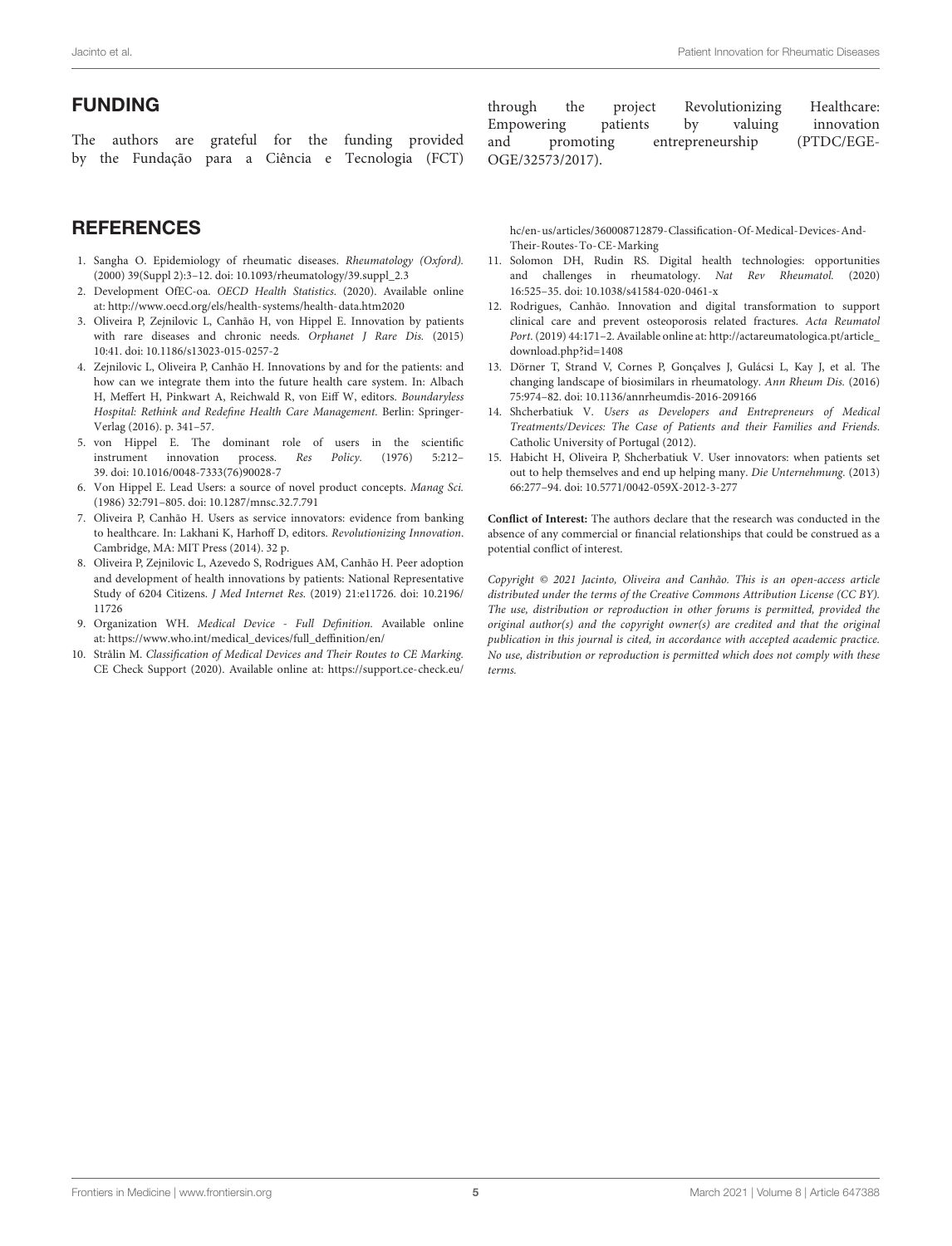## FUNDING

The authors are grateful for the funding provided by the Fundação para a Ciência e Tecnologia (FCT) through the project Revolutionizing Healthcare: Empowering patients by valuing innovation and promoting entrepreneurship (PTDC/EGE-OGE/32573/2017).

## REFERENCES

1. Sangha O. Epidemiology of rheumatic diseases. *Rheumatology (Oxford).* (2000) 39(Suppl 2):3–12. doi: 10.1093/rheumatology/39.suppl_2.3
2. Development OfEC-oa. *OECD Health Statistics.* (2020). Available online at: http://www.oecd.org/els/health-systems/health-data.htm2020
3. Oliveira P, Zejnilovic L, Canhão H, von Hippel E. Innovation by patients with rare diseases and chronic needs. *Orphanet J Rare Dis.* (2015) 10:41. doi: 10.1186/s13023-015-0257-2
4. Zejnilovic L, Oliveira P, Canhão H. Innovations by and for the patients: and how can we integrate them into the future health care system. In: Albach H, Meffert H, Pinkwart A, Reichwald R, von Eiff W, editors. *Boundaryless Hospital: Rethink and Redefine Health Care Management.* Berlin: Springer-Verlag (2016). p. 341–57.
5. von Hippel E. The dominant role of users in the scientific instrument innovation process. *Res Policy.* (1976) 5:212–39. doi: 10.1016/0048-7333(76)90028-7
6. Von Hippel E. Lead Users: a source of novel product concepts. *Manag Sci.* (1986) 32:791–805. doi: 10.1287/mnsc.32.7.791
7. Oliveira P, Canhão H. Users as service innovators: evidence from banking to healthcare. In: Lakhani K, Harhoff D, editors. *Revolutionizing Innovation.* Cambridge, MA: MIT Press (2014). 32 p.
8. Oliveira P, Zejnilovic L, Azevedo S, Rodrigues AM, Canhão H. Peer adoption and development of health innovations by patients: National Representative Study of 6204 Citizens. *J Med Internet Res.* (2019) 21:e11726. doi: 10.2196/11726
9. Organization WH. *Medical Device - Full Definition.* Available online at: https://www.who.int/medical_devices/full_deffinition/en/
10. Strålin M. *Classification of Medical Devices and Their Routes to CE Marking.* CE Check Support (2020). Available online at: https://support.ce-check.eu/hc/en-us/articles/360008712879-Classification-Of-Medical-Devices-And-Their-Routes-To-CE-Marking
11. Solomon DH, Rudin RS. Digital health technologies: opportunities and challenges in rheumatology. *Nat Rev Rheumatol.* (2020) 16:525–35. doi: 10.1038/s41584-020-0461-x
12. Rodrigues, Canhão. Innovation and digital transformation to support clinical care and prevent osteoporosis related fractures. *Acta Reumatol Port.* (2019) 44:171–2. Available online at: http://actareumatologica.pt/article_download.php?id=1408
13. Dörner T, Strand V, Cornes P, Gonçalves J, Gulácsi L, Kay J, et al. The changing landscape of biosimilars in rheumatology. *Ann Rheum Dis.* (2016) 75:974–82. doi: 10.1136/annrheumdis-2016-209166
14. Shcherbatiuk V. *Users as Developers and Entrepreneurs of Medical Treatments/Devices: The Case of Patients and their Families and Friends.* Catholic University of Portugal (2012).
15. Habicht H, Oliveira P, Shcherbatiuk V. User innovators: when patients set out to help themselves and end up helping many. *Die Unternehmung.* (2013) 66:277–94. doi: 10.5771/0042-059X-2012-3-277

**Conflict of Interest:** The authors declare that the research was conducted in the absence of any commercial or financial relationships that could be construed as a potential conflict of interest.

*Copyright © 2021 Jacinto, Oliveira and Canhão. This is an open-access article distributed under the terms of the Creative Commons Attribution License (CC BY). The use, distribution or reproduction in other forums is permitted, provided the original author(s) and the copyright owner(s) are credited and that the original publication in this journal is cited, in accordance with accepted academic practice. No use, distribution or reproduction is permitted which does not comply with these terms.*